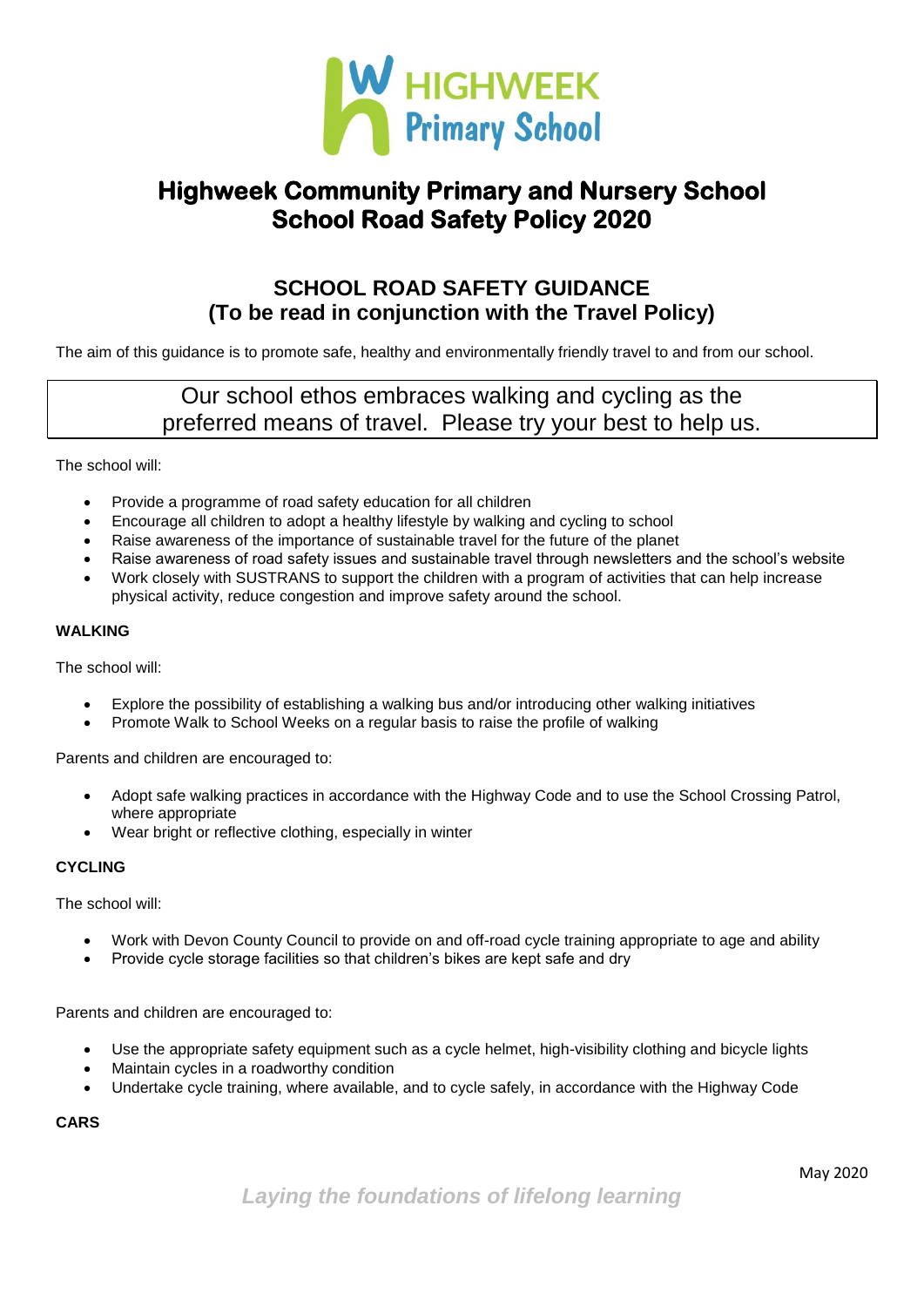# Highweek Community Primary and Nursery School
# School Road Safety Policy 2020

## SCHOOL ROAD SAFETY GUIDANCE
## (To be read in conjunction with the Travel Policy)

The aim of this guidance is to promote safe, healthy and environmentally friendly travel to and from our school.

> Our school ethos embraces walking and cycling as the preferred means of travel. Please try your best to help us.

The school will:

- Provide a programme of road safety education for all children
- Encourage all children to adopt a healthy lifestyle by walking and cycling to school
- Raise awareness of the importance of sustainable travel for the future of the planet
- Raise awareness of road safety issues and sustainable travel through newsletters and the school's website
- Work closely with SUSTRANS to support the children with a program of activities that can help increase physical activity, reduce congestion and improve safety around the school.

**WALKING**

The school will:

- Explore the possibility of establishing a walking bus and/or introducing other walking initiatives
- Promote Walk to School Weeks on a regular basis to raise the profile of walking

Parents and children are encouraged to:

- Adopt safe walking practices in accordance with the Highway Code and to use the School Crossing Patrol, where appropriate
- Wear bright or reflective clothing, especially in winter

**CYCLING**

The school will:

- Work with Devon County Council to provide on and off-road cycle training appropriate to age and ability
- Provide cycle storage facilities so that children's bikes are kept safe and dry

Parents and children are encouraged to:

- Use the appropriate safety equipment such as a cycle helmet, high-visibility clothing and bicycle lights
- Maintain cycles in a roadworthy condition
- Undertake cycle training, where available, and to cycle safely, in accordance with the Highway Code

**CARS**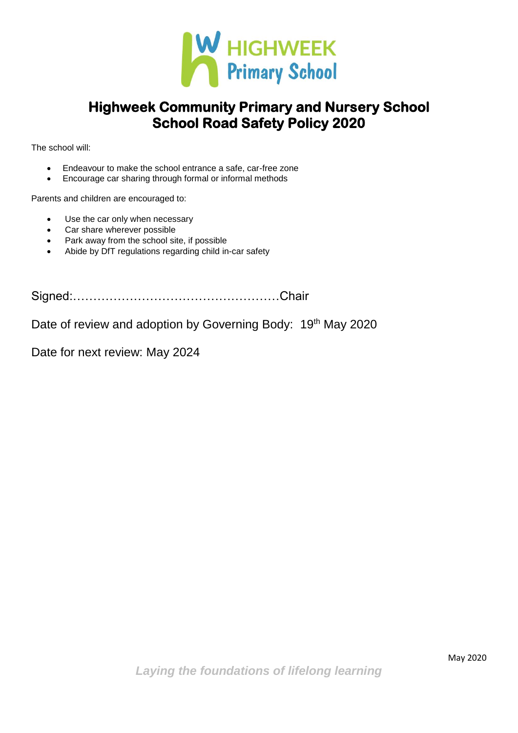HIGHWEEK Primary School

# Highweek Community Primary and Nursery School
# School Road Safety Policy 2020

The school will:

- Endeavour to make the school entrance a safe, car-free zone
- Encourage car sharing through formal or informal methods

Parents and children are encouraged to:

- Use the car only when necessary
- Car share wherever possible
- Park away from the school site, if possible
- Abide by DfT regulations regarding child in-car safety

Signed:……………………………………………Chair

Date of review and adoption by Governing Body: 19th May 2020

Date for next review: May 2024

May 2020

*Laying the foundations of lifelong learning*